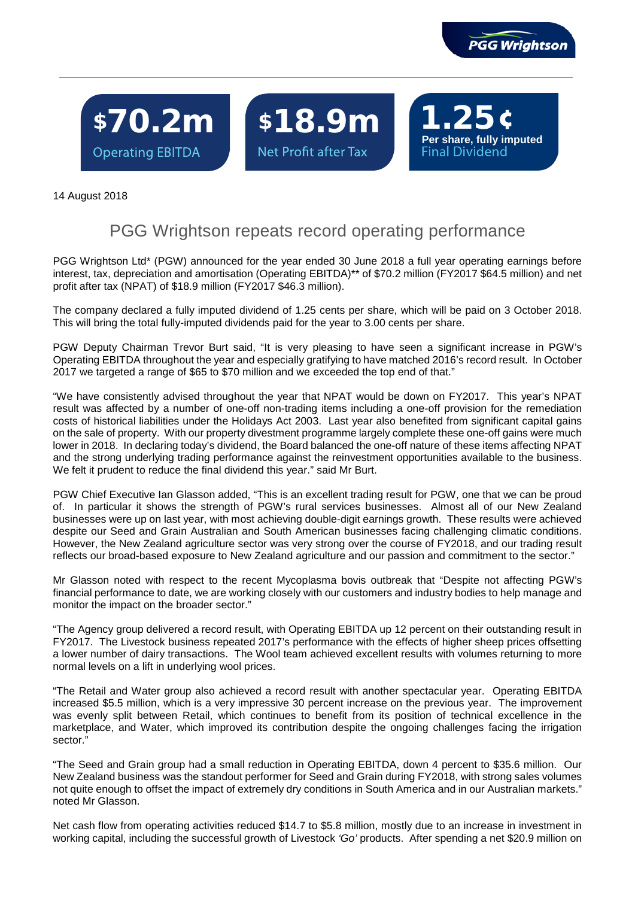**$70.2m** Operating EBITDA

**$18.9m** Net Profit after Tax

**1.25¢** Per share, fully imputed Final Dividend

14 August 2018

# PGG Wrightson repeats record operating performance

PGG Wrightson Ltd* (PGW) announced for the year ended 30 June 2018 a full year operating earnings before interest, tax, depreciation and amortisation (Operating EBITDA)** of $70.2 million (FY2017 $64.5 million) and net profit after tax (NPAT) of $18.9 million (FY2017 $46.3 million).

The company declared a fully imputed dividend of 1.25 cents per share, which will be paid on 3 October 2018. This will bring the total fully-imputed dividends paid for the year to 3.00 cents per share.

PGW Deputy Chairman Trevor Burt said, "It is very pleasing to have seen a significant increase in PGW's Operating EBITDA throughout the year and especially gratifying to have matched 2016's record result. In October 2017 we targeted a range of $65 to $70 million and we exceeded the top end of that."

"We have consistently advised throughout the year that NPAT would be down on FY2017. This year's NPAT result was affected by a number of one-off non-trading items including a one-off provision for the remediation costs of historical liabilities under the Holidays Act 2003. Last year also benefited from significant capital gains on the sale of property. With our property divestment programme largely complete these one-off gains were much lower in 2018. In declaring today's dividend, the Board balanced the one-off nature of these items affecting NPAT and the strong underlying trading performance against the reinvestment opportunities available to the business. We felt it prudent to reduce the final dividend this year." said Mr Burt.

PGW Chief Executive Ian Glasson added, "This is an excellent trading result for PGW, one that we can be proud of. In particular it shows the strength of PGW's rural services businesses. Almost all of our New Zealand businesses were up on last year, with most achieving double-digit earnings growth. These results were achieved despite our Seed and Grain Australian and South American businesses facing challenging climatic conditions. However, the New Zealand agriculture sector was very strong over the course of FY2018, and our trading result reflects our broad-based exposure to New Zealand agriculture and our passion and commitment to the sector."

Mr Glasson noted with respect to the recent Mycoplasma bovis outbreak that "Despite not affecting PGW's financial performance to date, we are working closely with our customers and industry bodies to help manage and monitor the impact on the broader sector."

"The Agency group delivered a record result, with Operating EBITDA up 12 percent on their outstanding result in FY2017. The Livestock business repeated 2017's performance with the effects of higher sheep prices offsetting a lower number of dairy transactions. The Wool team achieved excellent results with volumes returning to more normal levels on a lift in underlying wool prices.

"The Retail and Water group also achieved a record result with another spectacular year. Operating EBITDA increased $5.5 million, which is a very impressive 30 percent increase on the previous year. The improvement was evenly split between Retail, which continues to benefit from its position of technical excellence in the marketplace, and Water, which improved its contribution despite the ongoing challenges facing the irrigation sector."

"The Seed and Grain group had a small reduction in Operating EBITDA, down 4 percent to $35.6 million. Our New Zealand business was the standout performer for Seed and Grain during FY2018, with strong sales volumes not quite enough to offset the impact of extremely dry conditions in South America and in our Australian markets." noted Mr Glasson.

Net cash flow from operating activities reduced $14.7 to $5.8 million, mostly due to an increase in investment in working capital, including the successful growth of Livestock *'Go'* products. After spending a net $20.9 million on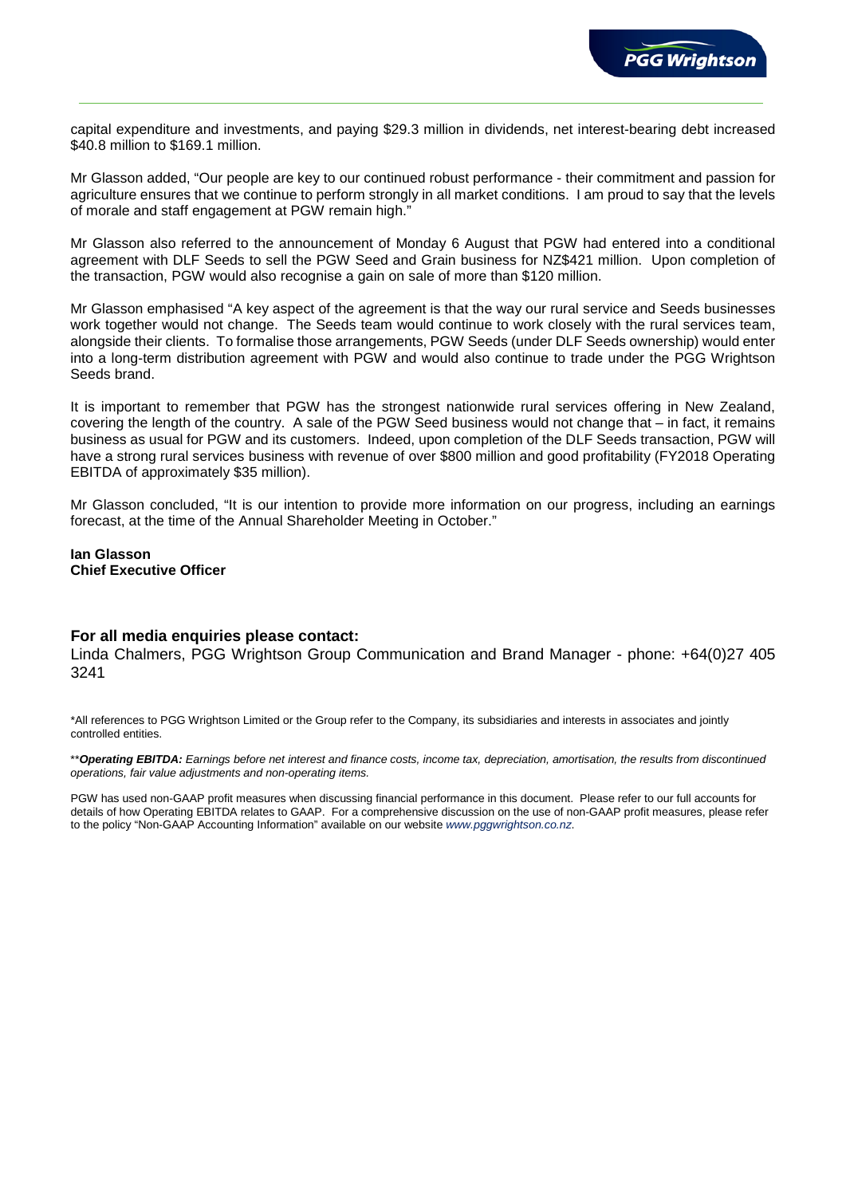capital expenditure and investments, and paying $29.3 million in dividends, net interest-bearing debt increased $40.8 million to $169.1 million.

Mr Glasson added, "Our people are key to our continued robust performance - their commitment and passion for agriculture ensures that we continue to perform strongly in all market conditions. I am proud to say that the levels of morale and staff engagement at PGW remain high."

Mr Glasson also referred to the announcement of Monday 6 August that PGW had entered into a conditional agreement with DLF Seeds to sell the PGW Seed and Grain business for NZ$421 million. Upon completion of the transaction, PGW would also recognise a gain on sale of more than $120 million.

Mr Glasson emphasised "A key aspect of the agreement is that the way our rural service and Seeds businesses work together would not change. The Seeds team would continue to work closely with the rural services team, alongside their clients. To formalise those arrangements, PGW Seeds (under DLF Seeds ownership) would enter into a long-term distribution agreement with PGW and would also continue to trade under the PGG Wrightson Seeds brand.

It is important to remember that PGW has the strongest nationwide rural services offering in New Zealand, covering the length of the country. A sale of the PGW Seed business would not change that – in fact, it remains business as usual for PGW and its customers. Indeed, upon completion of the DLF Seeds transaction, PGW will have a strong rural services business with revenue of over $800 million and good profitability (FY2018 Operating EBITDA of approximately $35 million).

Mr Glasson concluded, "It is our intention to provide more information on our progress, including an earnings forecast, at the time of the Annual Shareholder Meeting in October."

**Ian Glasson**
**Chief Executive Officer**

**For all media enquiries please contact:**
Linda Chalmers, PGG Wrightson Group Communication and Brand Manager - phone: +64(0)27 405 3241

*All references to PGG Wrightson Limited or the Group refer to the Company, its subsidiaries and interests in associates and jointly controlled entities.

***Operating EBITDA:** *Earnings before net interest and finance costs, income tax, depreciation, amortisation, the results from discontinued operations, fair value adjustments and non-operating items.*

PGW has used non-GAAP profit measures when discussing financial performance in this document. Please refer to our full accounts for details of how Operating EBITDA relates to GAAP. For a comprehensive discussion on the use of non-GAAP profit measures, please refer to the policy "Non-GAAP Accounting Information" available on our website *www.pggwrightson.co.nz*.